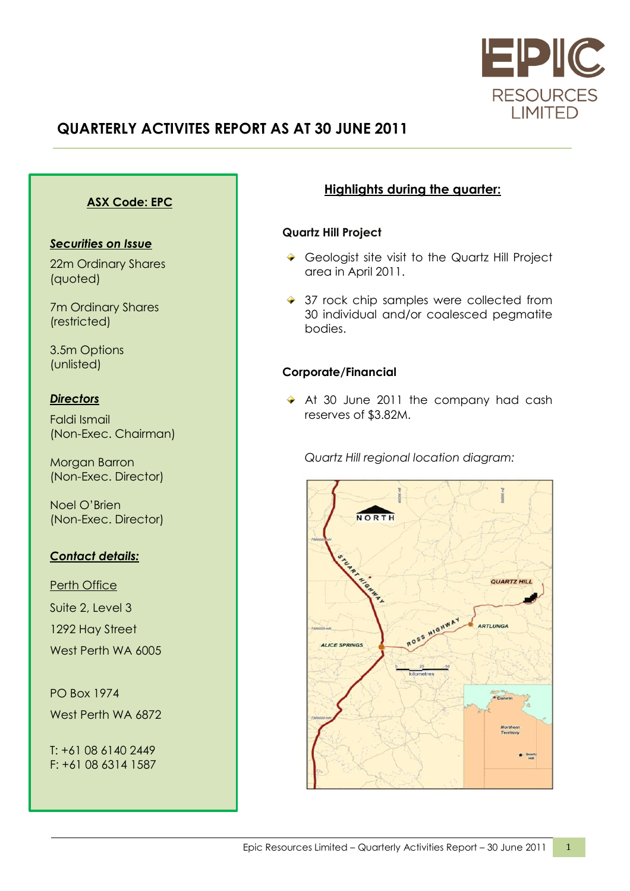# QUARTERLY ACTIVITES REPORT AS AT 30 JUNE 2011

**ASX Code: EPC**

***Securities on Issue***

22m Ordinary Shares (quoted)

7m Ordinary Shares (restricted)

3.5m Options (unlisted)

***Directors***

Faldi Ismail (Non-Exec. Chairman)

Morgan Barron (Non-Exec. Director)

Noel O'Brien (Non-Exec. Director)

***Contact details:***

Perth Office

Suite 2, Level 3
1292 Hay Street
West Perth WA 6005

PO Box 1974
West Perth WA 6872

T: +61 08 6140 2449
F: +61 08 6314 1587

## Highlights during the quarter:

### Quartz Hill Project

- Geologist site visit to the Quartz Hill Project area in April 2011.
- 37 rock chip samples were collected from 30 individual and/or coalesced pegmatite bodies.

### Corporate/Financial

- At 30 June 2011 the company had cash reserves of $3.82M.

*Quartz Hill regional location diagram:*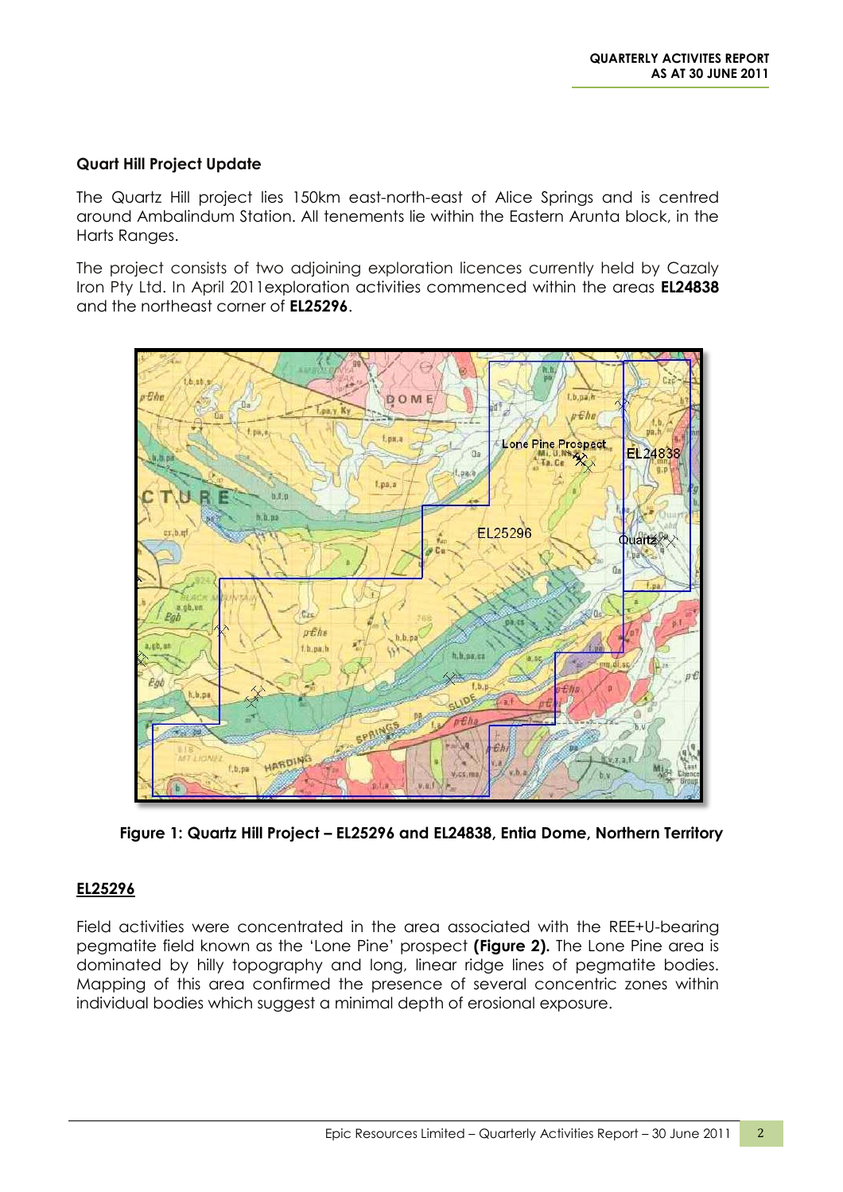### Quart Hill Project Update

The Quartz Hill project lies 150km east-north-east of Alice Springs and is centred around Ambalindum Station. All tenements lie within the Eastern Arunta block, in the Harts Ranges.

The project consists of two adjoining exploration licences currently held by Cazaly Iron Pty Ltd. In April 2011exploration activities commenced within the areas **EL24838** and the northeast corner of **EL25296**.

**Figure 1: Quartz Hill Project – EL25296 and EL24838, Entia Dome, Northern Territory**

## EL25296

Field activities were concentrated in the area associated with the REE+U-bearing pegmatite field known as the 'Lone Pine' prospect **(Figure 2).** The Lone Pine area is dominated by hilly topography and long, linear ridge lines of pegmatite bodies. Mapping of this area confirmed the presence of several concentric zones within individual bodies which suggest a minimal depth of erosional exposure.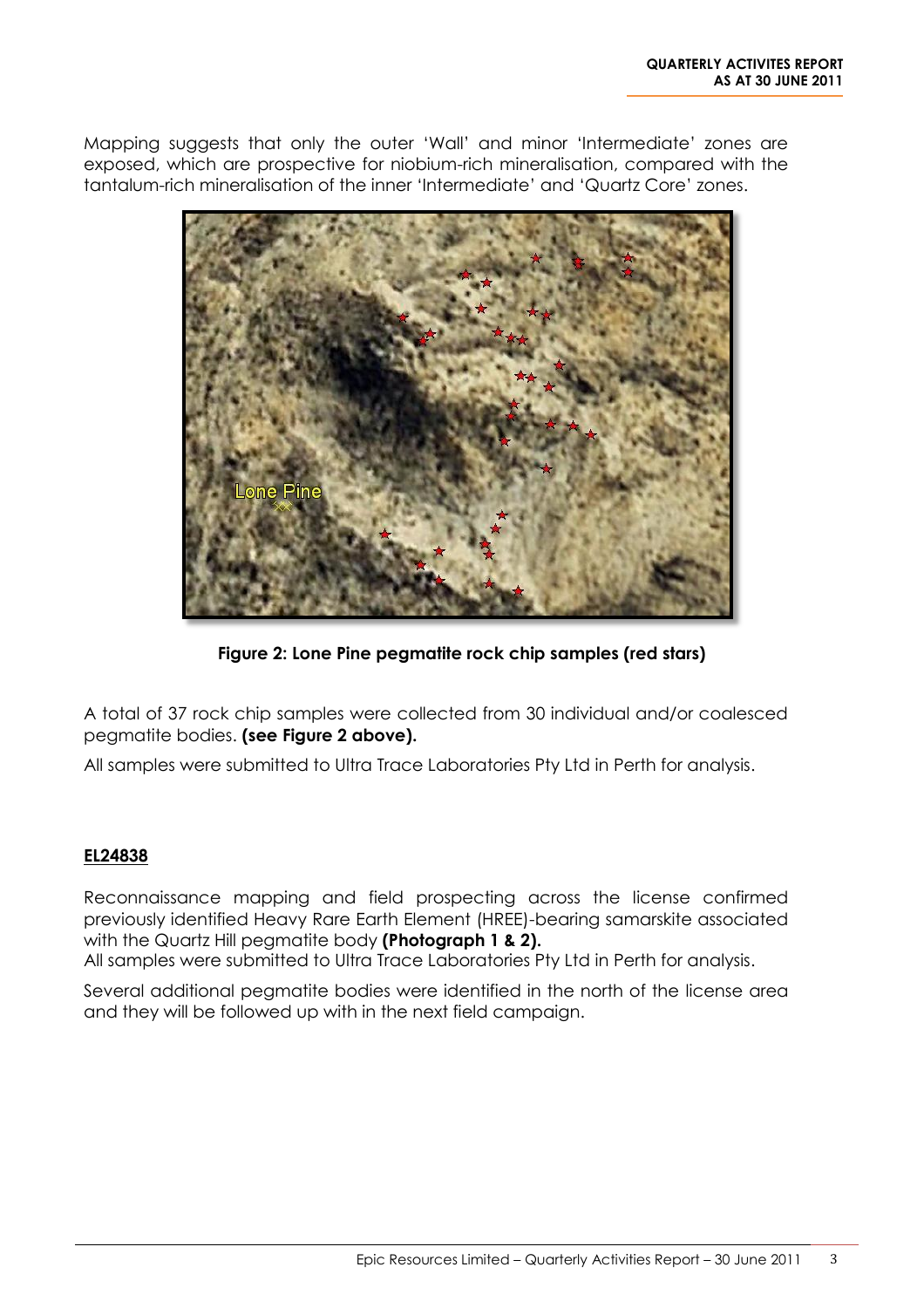Mapping suggests that only the outer 'Wall' and minor 'Intermediate' zones are exposed, which are prospective for niobium-rich mineralisation, compared with the tantalum-rich mineralisation of the inner 'Intermediate' and 'Quartz Core' zones.

**Figure 2: Lone Pine pegmatite rock chip samples (red stars)**

A total of 37 rock chip samples were collected from 30 individual and/or coalesced pegmatite bodies. **(see Figure 2 above).**

All samples were submitted to Ultra Trace Laboratories Pty Ltd in Perth for analysis.

## EL24838

Reconnaissance mapping and field prospecting across the license confirmed previously identified Heavy Rare Earth Element (HREE)-bearing samarskite associated with the Quartz Hill pegmatite body **(Photograph 1 & 2).**

All samples were submitted to Ultra Trace Laboratories Pty Ltd in Perth for analysis.

Several additional pegmatite bodies were identified in the north of the license area and they will be followed up with in the next field campaign.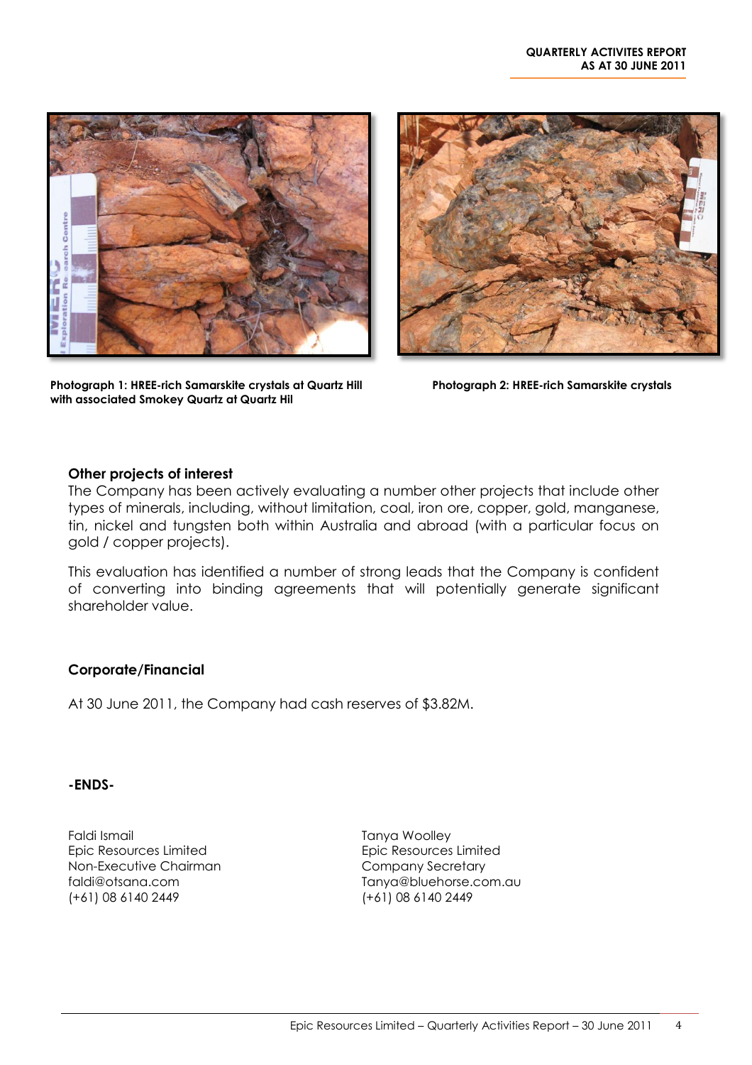Photograph 1: HREE-rich Samarskite crystals at Quartz Hill with associated Smokey Quartz at Quartz Hil

Photograph 2: HREE-rich Samarskite crystals

## Other projects of interest

The Company has been actively evaluating a number other projects that include other types of minerals, including, without limitation, coal, iron ore, copper, gold, manganese, tin, nickel and tungsten both within Australia and abroad (with a particular focus on gold / copper projects).

This evaluation has identified a number of strong leads that the Company is confident of converting into binding agreements that will potentially generate significant shareholder value.

## Corporate/Financial

At 30 June 2011, the Company had cash reserves of $3.82M.

**-ENDS-**

Faldi Ismail
Epic Resources Limited
Non-Executive Chairman
faldi@otsana.com
(+61) 08 6140 2449

Tanya Woolley
Epic Resources Limited
Company Secretary
Tanya@bluehorse.com.au
(+61) 08 6140 2449